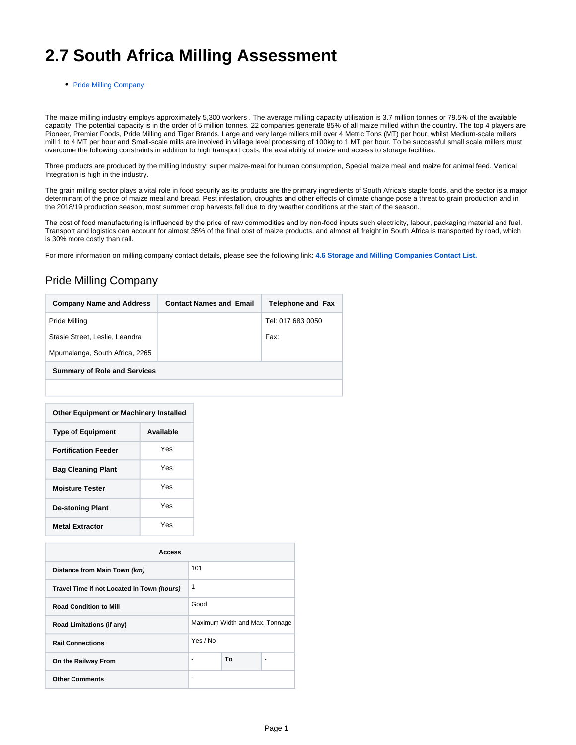# 2.7 South Africa Milling Assessment

- Pride Milling Company

The maize milling industry employs approximately 5,300 workers . The average milling capacity utilisation is 3.7 million tonnes or 79.5% of the available capacity. The potential capacity is in the order of 5 million tonnes. 22 companies generate 85% of all maize milled within the country. The top 4 players are Pioneer, Premier Foods, Pride Milling and Tiger Brands. Large and very large millers mill over 4 Metric Tons (MT) per hour, whilst Medium-scale millers mill 1 to 4 MT per hour and Small-scale mills are involved in village level processing of 100kg to 1 MT per hour. To be successful small scale millers must overcome the following constraints in addition to high transport costs, the availability of maize and access to storage facilities.

Three products are produced by the milling industry: super maize-meal for human consumption, Special maize meal and maize for animal feed. Vertical Integration is high in the industry.

The grain milling sector plays a vital role in food security as its products are the primary ingredients of South Africa's staple foods, and the sector is a major determinant of the price of maize meal and bread. Pest infestation, droughts and other effects of climate change pose a threat to grain production and in the 2018/19 production season, most summer crop harvests fell due to dry weather conditions at the start of the season.

The cost of food manufacturing is influenced by the price of raw commodities and by non-food inputs such electricity, labour, packaging material and fuel. Transport and logistics can account for almost 35% of the final cost of maize products, and almost all freight in South Africa is transported by road, which is 30% more costly than rail.

For more information on milling company contact details, please see the following link: **4.6 Storage and Milling Companies Contact List.**

## Pride Milling Company

| Company Name and Address | Contact Names and Email | Telephone and Fax |
|---|---|---|
| Pride Milling<br>Stasie Street, Leslie, Leandra<br>Mpumalanga, South Africa, 2265 | | Tel: 017 683 0050<br>Fax: |
| **Summary of Role and Services** | | |
| | | |

| Other Equipment or Machinery Installed | |
|---|---|
| **Type of Equipment** | **Available** |
| **Fortification Feeder** | Yes |
| **Bag Cleaning Plant** | Yes |
| **Moisture Tester** | Yes |
| **De-stoning Plant** | Yes |
| **Metal Extractor** | Yes |

| Access | | | |
|---|---|---|---|
| **Distance from Main Town *(km)*** | 101 | | |
| **Travel Time if not Located in Town *(hours)*** | 1 | | |
| **Road Condition to Mill** | Good | | |
| **Road Limitations (if any)** | Maximum Width and Max. Tonnage | | |
| **Rail Connections** | Yes / No | | |
| **On the Railway From** | - | **To** | - |
| **Other Comments** | - | | |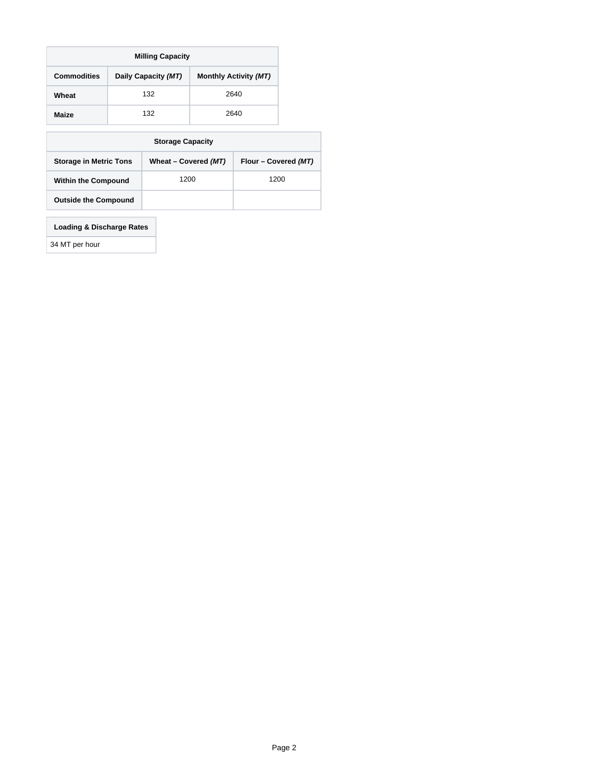| Milling Capacity | | |
|---|---|---|
| **Commodities** | **Daily Capacity *(MT)*** | **Monthly Activity *(MT)*** |
| **Wheat** | 132 | 2640 |
| **Maize** | 132 | 2640 |

| Storage Capacity | | |
|---|---|---|
| **Storage in Metric Tons** | **Wheat – Covered *(MT)*** | **Flour – Covered *(MT)*** |
| **Within the Compound** | 1200 | 1200 |
| **Outside the Compound** | | |

| Loading & Discharge Rates |
|---|
| 34 MT per hour |